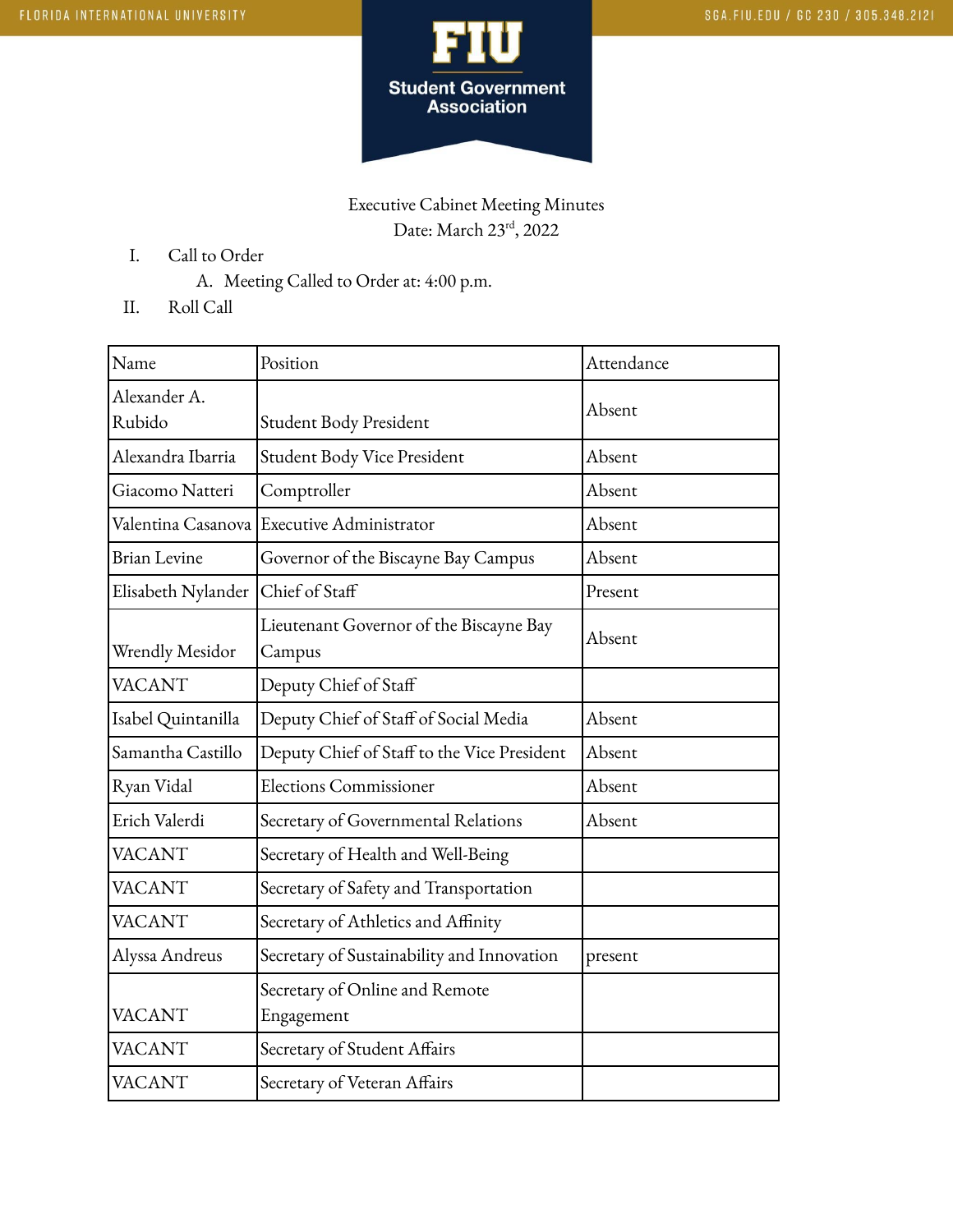Executive Cabinet Meeting Minutes

Date: March 23rd, 2022

I. Call to Order
   A. Meeting Called to Order at: 4:00 p.m.

II. Roll Call

| Name | Position | Attendance |
| --- | --- | --- |
| Alexander A. Rubido | Student Body President | Absent |
| Alexandra Ibarria | Student Body Vice President | Absent |
| Giacomo Natteri | Comptroller | Absent |
| Valentina Casanova | Executive Administrator | Absent |
| Brian Levine | Governor of the Biscayne Bay Campus | Absent |
| Elisabeth Nylander | Chief of Staff | Present |
| Wrendly Mesidor | Lieutenant Governor of the Biscayne Bay Campus | Absent |
| VACANT | Deputy Chief of Staff | |
| Isabel Quintanilla | Deputy Chief of Staff of Social Media | Absent |
| Samantha Castillo | Deputy Chief of Staff to the Vice President | Absent |
| Ryan Vidal | Elections Commissioner | Absent |
| Erich Valerdi | Secretary of Governmental Relations | Absent |
| VACANT | Secretary of Health and Well-Being | |
| VACANT | Secretary of Safety and Transportation | |
| VACANT | Secretary of Athletics and Affinity | |
| Alyssa Andreus | Secretary of Sustainability and Innovation | present |
| VACANT | Secretary of Online and Remote Engagement | |
| VACANT | Secretary of Student Affairs | |
| VACANT | Secretary of Veteran Affairs | |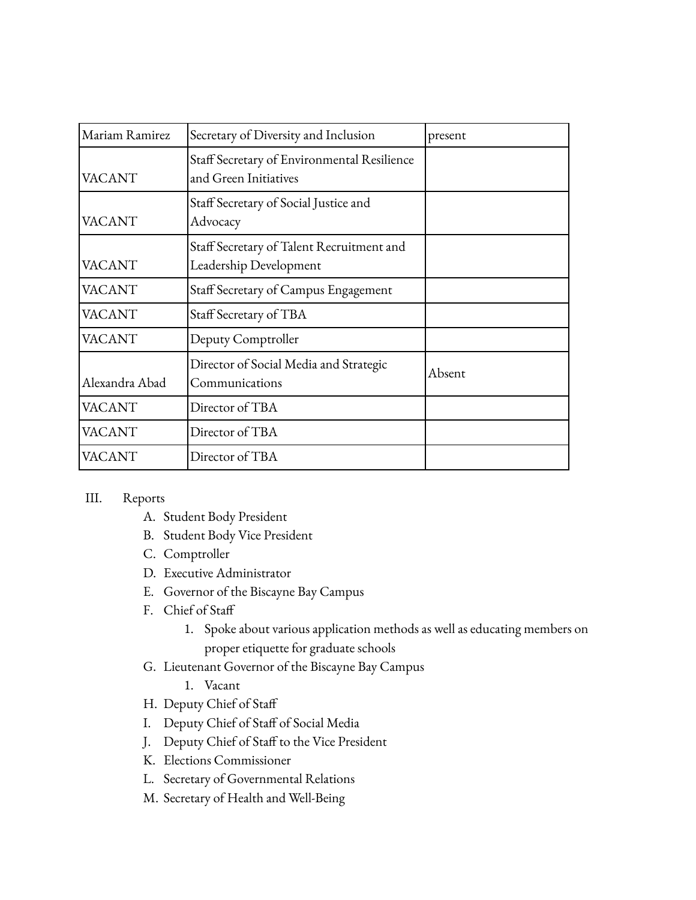| Mariam Ramirez | Secretary of Diversity and Inclusion | present |
|---|---|---|
| VACANT | Staff Secretary of Environmental Resilience and Green Initiatives | |
| VACANT | Staff Secretary of Social Justice and Advocacy | |
| VACANT | Staff Secretary of Talent Recruitment and Leadership Development | |
| VACANT | Staff Secretary of Campus Engagement | |
| VACANT | Staff Secretary of TBA | |
| VACANT | Deputy Comptroller | |
| Alexandra Abad | Director of Social Media and Strategic Communications | Absent |
| VACANT | Director of TBA | |
| VACANT | Director of TBA | |
| VACANT | Director of TBA | |

III. Reports

A. Student Body President
B. Student Body Vice President
C. Comptroller
D. Executive Administrator
E. Governor of the Biscayne Bay Campus
F. Chief of Staff
   1. Spoke about various application methods as well as educating members on proper etiquette for graduate schools
G. Lieutenant Governor of the Biscayne Bay Campus
   1. Vacant
H. Deputy Chief of Staff
I. Deputy Chief of Staff of Social Media
J. Deputy Chief of Staff to the Vice President
K. Elections Commissioner
L. Secretary of Governmental Relations
M. Secretary of Health and Well-Being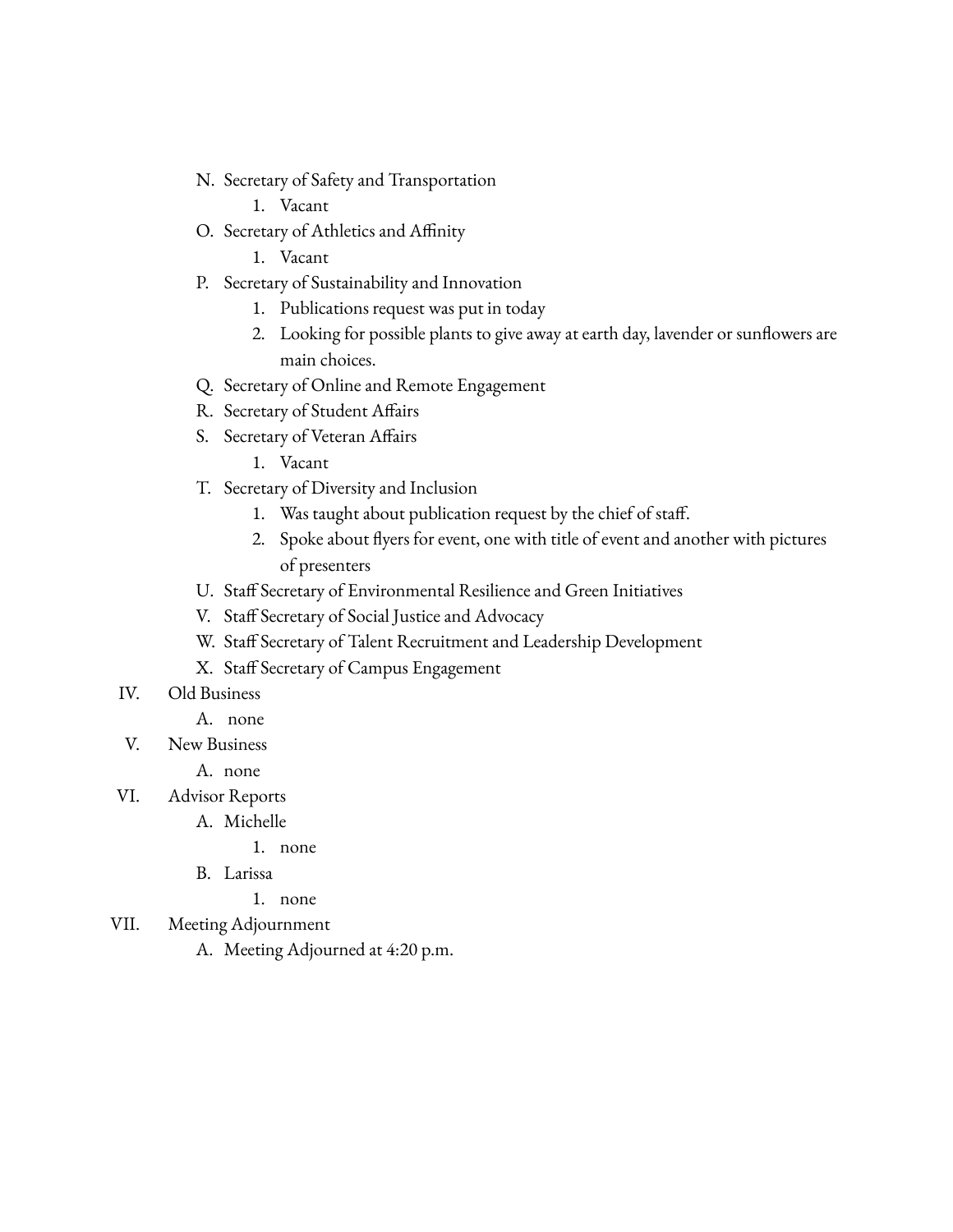N. Secretary of Safety and Transportation
    1. Vacant
O. Secretary of Athletics and Affinity
    1. Vacant
P. Secretary of Sustainability and Innovation
    1. Publications request was put in today
    2. Looking for possible plants to give away at earth day, lavender or sunflowers are main choices.
Q. Secretary of Online and Remote Engagement
R. Secretary of Student Affairs
S. Secretary of Veteran Affairs
    1. Vacant
T. Secretary of Diversity and Inclusion
    1. Was taught about publication request by the chief of staff.
    2. Spoke about flyers for event, one with title of event and another with pictures of presenters
U. Staff Secretary of Environmental Resilience and Green Initiatives
V. Staff Secretary of Social Justice and Advocacy
W. Staff Secretary of Talent Recruitment and Leadership Development
X. Staff Secretary of Campus Engagement

IV. Old Business
    A. none

V. New Business
    A. none

VI. Advisor Reports
    A. Michelle
        1. none
    B. Larissa
        1. none

VII. Meeting Adjournment
    A. Meeting Adjourned at 4:20 p.m.